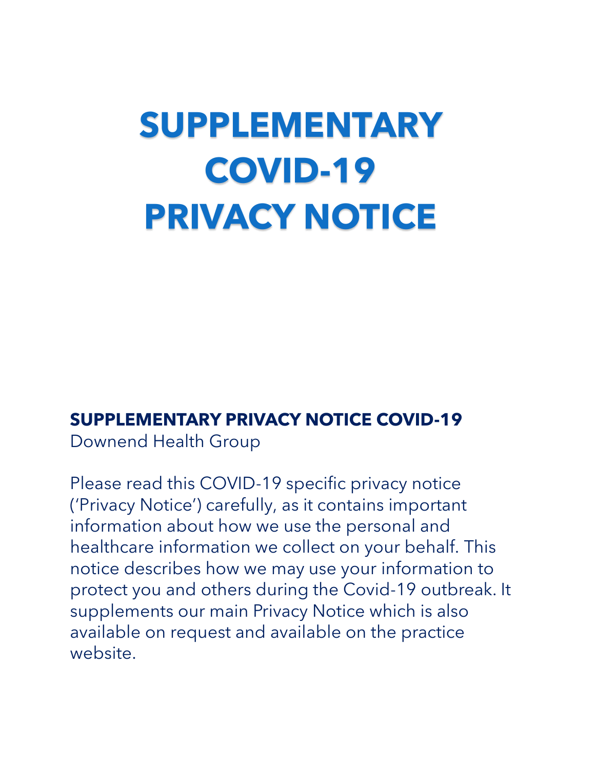# SUPPLEMENTARY COVID-19 PRIVACY NOTICE

## SUPPLEMENTARY PRIVACY NOTICE COVID-19

Downend Health Group

Please read this COVID-19 specific privacy notice ('Privacy Notice') carefully, as it contains important information about how we use the personal and healthcare information we collect on your behalf. This notice describes how we may use your information to protect you and others during the Covid-19 outbreak. It supplements our main Privacy Notice which is also available on request and available on the practice website.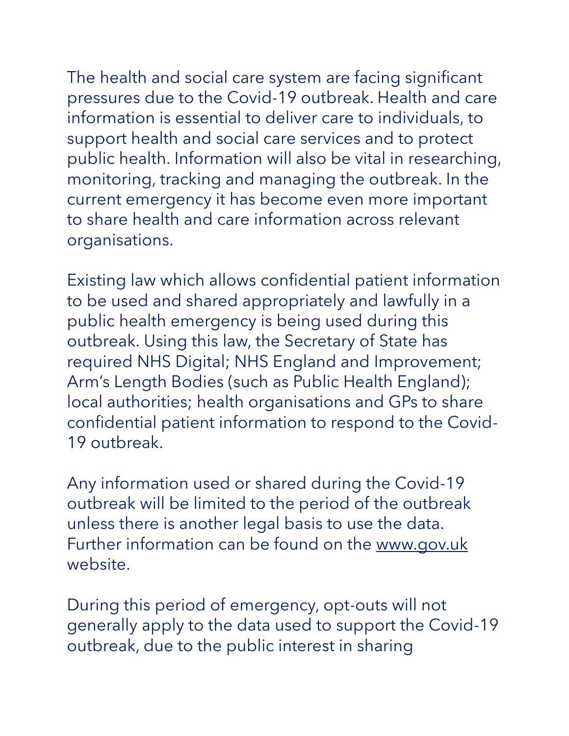The health and social care system are facing significant pressures due to the Covid-19 outbreak. Health and care information is essential to deliver care to individuals, to support health and social care services and to protect public health. Information will also be vital in researching, monitoring, tracking and managing the outbreak. In the current emergency it has become even more important to share health and care information across relevant organisations.

Existing law which allows confidential patient information to be used and shared appropriately and lawfully in a public health emergency is being used during this outbreak. Using this law, the Secretary of State has required NHS Digital; NHS England and Improvement; Arm's Length Bodies (such as Public Health England); local authorities; health organisations and GPs to share confidential patient information to respond to the Covid-19 outbreak.

Any information used or shared during the Covid-19 outbreak will be limited to the period of the outbreak unless there is another legal basis to use the data. Further information can be found on the www.gov.uk website.

During this period of emergency, opt-outs will not generally apply to the data used to support the Covid-19 outbreak, due to the public interest in sharing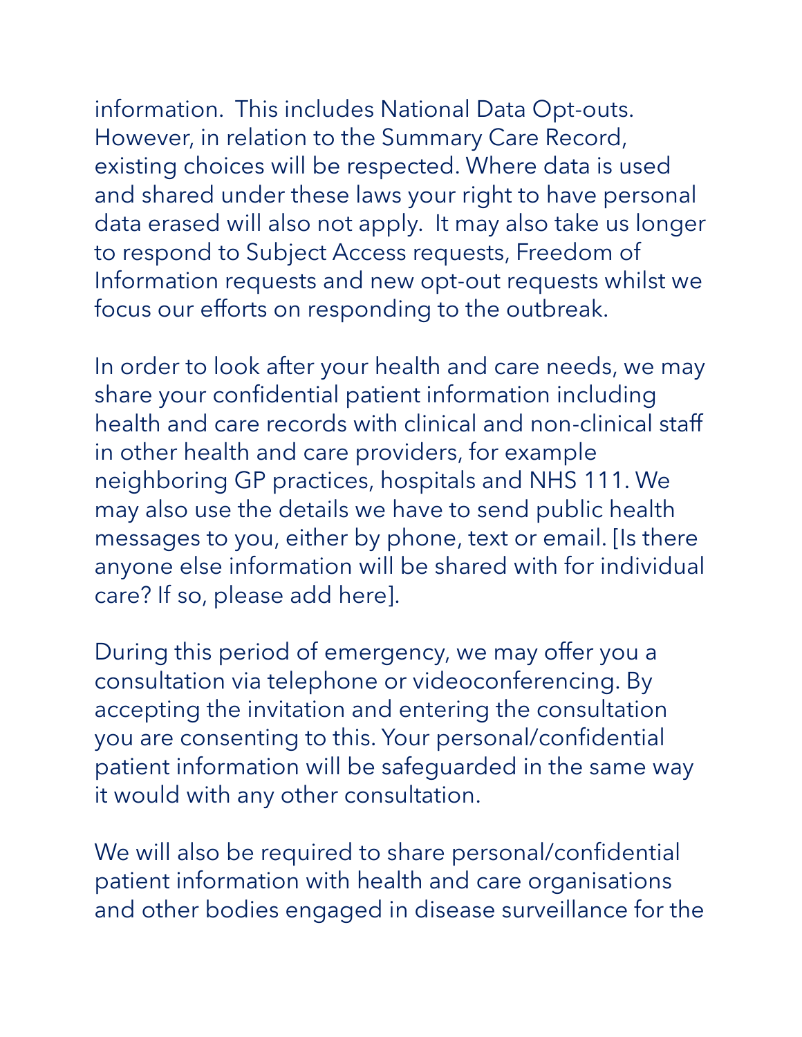information. This includes National Data Opt-outs. However, in relation to the Summary Care Record, existing choices will be respected. Where data is used and shared under these laws your right to have personal data erased will also not apply. It may also take us longer to respond to Subject Access requests, Freedom of Information requests and new opt-out requests whilst we focus our efforts on responding to the outbreak.

In order to look after your health and care needs, we may share your confidential patient information including health and care records with clinical and non-clinical staff in other health and care providers, for example neighboring GP practices, hospitals and NHS 111. We may also use the details we have to send public health messages to you, either by phone, text or email. [Is there anyone else information will be shared with for individual care? If so, please add here].

During this period of emergency, we may offer you a consultation via telephone or videoconferencing. By accepting the invitation and entering the consultation you are consenting to this. Your personal/confidential patient information will be safeguarded in the same way it would with any other consultation.

We will also be required to share personal/confidential patient information with health and care organisations and other bodies engaged in disease surveillance for the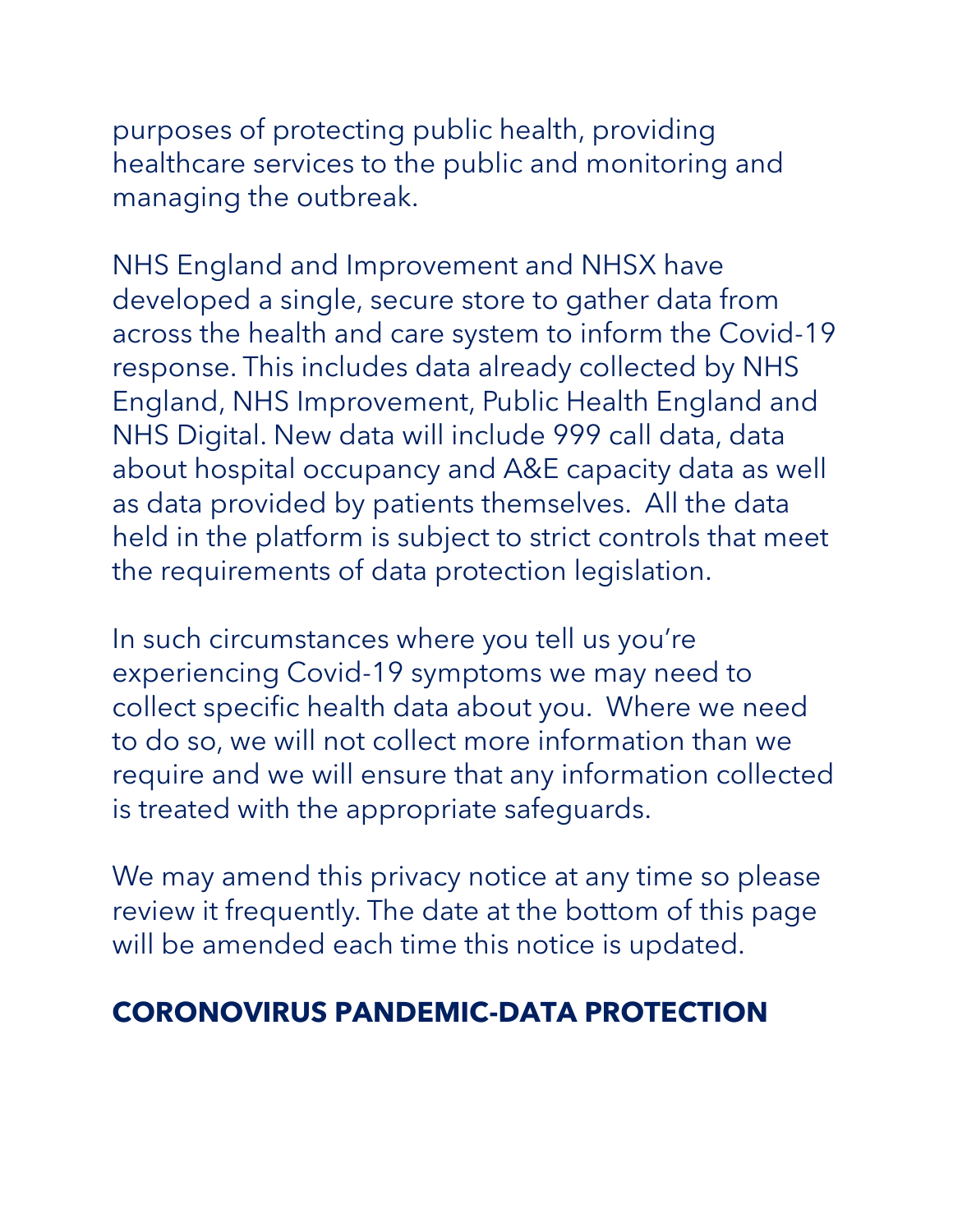purposes of protecting public health, providing healthcare services to the public and monitoring and managing the outbreak.

NHS England and Improvement and NHSX have developed a single, secure store to gather data from across the health and care system to inform the Covid-19 response. This includes data already collected by NHS England, NHS Improvement, Public Health England and NHS Digital. New data will include 999 call data, data about hospital occupancy and A&E capacity data as well as data provided by patients themselves. All the data held in the platform is subject to strict controls that meet the requirements of data protection legislation.

In such circumstances where you tell us you're experiencing Covid-19 symptoms we may need to collect specific health data about you. Where we need to do so, we will not collect more information than we require and we will ensure that any information collected is treated with the appropriate safeguards.

We may amend this privacy notice at any time so please review it frequently. The date at the bottom of this page will be amended each time this notice is updated.

## CORONOVIRUS PANDEMIC-DATA PROTECTION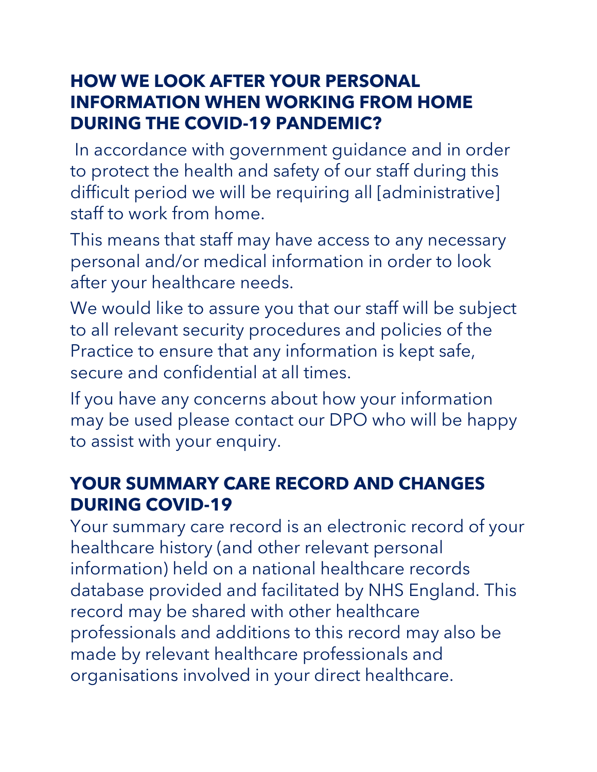## HOW WE LOOK AFTER YOUR PERSONAL INFORMATION WHEN WORKING FROM HOME DURING THE COVID-19 PANDEMIC?

In accordance with government guidance and in order to protect the health and safety of our staff during this difficult period we will be requiring all [administrative] staff to work from home.

This means that staff may have access to any necessary personal and/or medical information in order to look after your healthcare needs.

We would like to assure you that our staff will be subject to all relevant security procedures and policies of the Practice to ensure that any information is kept safe, secure and confidential at all times.

If you have any concerns about how your information may be used please contact our DPO who will be happy to assist with your enquiry.

## YOUR SUMMARY CARE RECORD AND CHANGES DURING COVID-19

Your summary care record is an electronic record of your healthcare history (and other relevant personal information) held on a national healthcare records database provided and facilitated by NHS England. This record may be shared with other healthcare professionals and additions to this record may also be made by relevant healthcare professionals and organisations involved in your direct healthcare.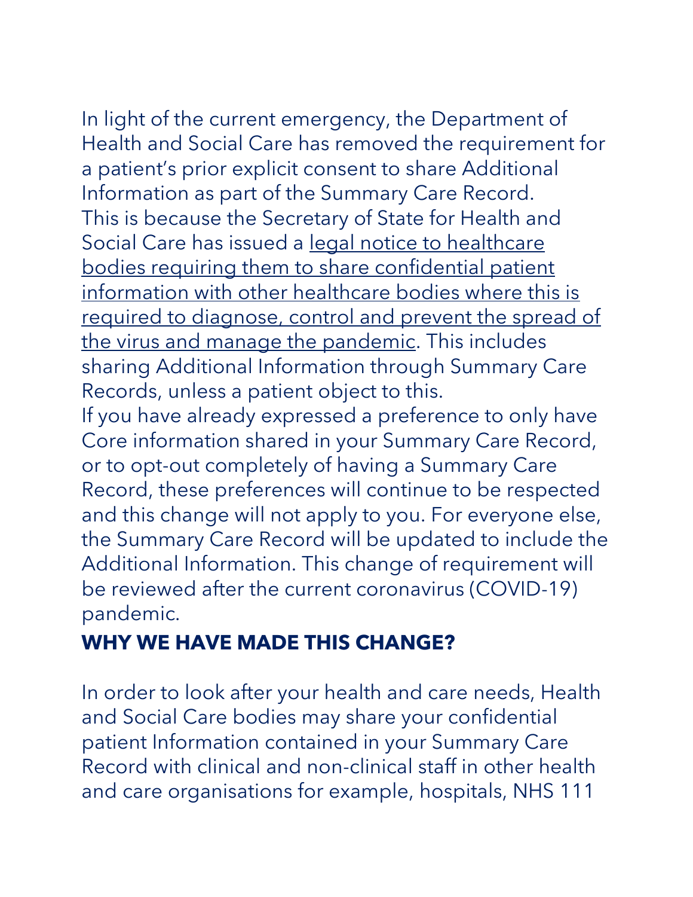In light of the current emergency, the Department of Health and Social Care has removed the requirement for a patient's prior explicit consent to share Additional Information as part of the Summary Care Record. This is because the Secretary of State for Health and Social Care has issued a legal notice to healthcare bodies requiring them to share confidential patient information with other healthcare bodies where this is required to diagnose, control and prevent the spread of the virus and manage the pandemic. This includes sharing Additional Information through Summary Care Records, unless a patient object to this.

If you have already expressed a preference to only have Core information shared in your Summary Care Record, or to opt-out completely of having a Summary Care Record, these preferences will continue to be respected and this change will not apply to you. For everyone else, the Summary Care Record will be updated to include the Additional Information. This change of requirement will be reviewed after the current coronavirus (COVID-19) pandemic.

## WHY WE HAVE MADE THIS CHANGE?

In order to look after your health and care needs, Health and Social Care bodies may share your confidential patient Information contained in your Summary Care Record with clinical and non-clinical staff in other health and care organisations for example, hospitals, NHS 111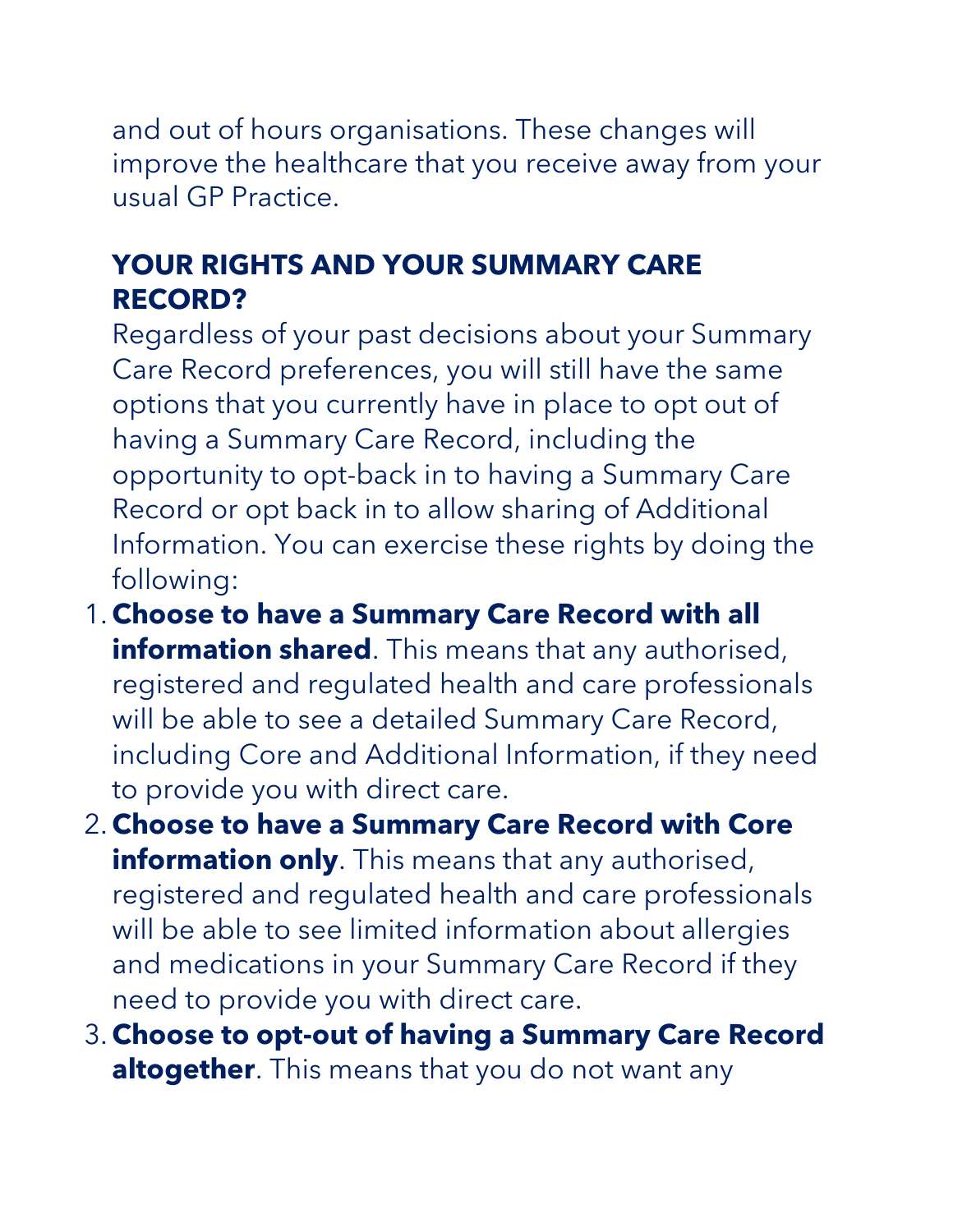and out of hours organisations. These changes will improve the healthcare that you receive away from your usual GP Practice.

## YOUR RIGHTS AND YOUR SUMMARY CARE RECORD?

Regardless of your past decisions about your Summary Care Record preferences, you will still have the same options that you currently have in place to opt out of having a Summary Care Record, including the opportunity to opt-back in to having a Summary Care Record or opt back in to allow sharing of Additional Information. You can exercise these rights by doing the following:

1. **Choose to have a Summary Care Record with all information shared**. This means that any authorised, registered and regulated health and care professionals will be able to see a detailed Summary Care Record, including Core and Additional Information, if they need to provide you with direct care.
2. **Choose to have a Summary Care Record with Core information only**. This means that any authorised, registered and regulated health and care professionals will be able to see limited information about allergies and medications in your Summary Care Record if they need to provide you with direct care.
3. **Choose to opt-out of having a Summary Care Record altogether**. This means that you do not want any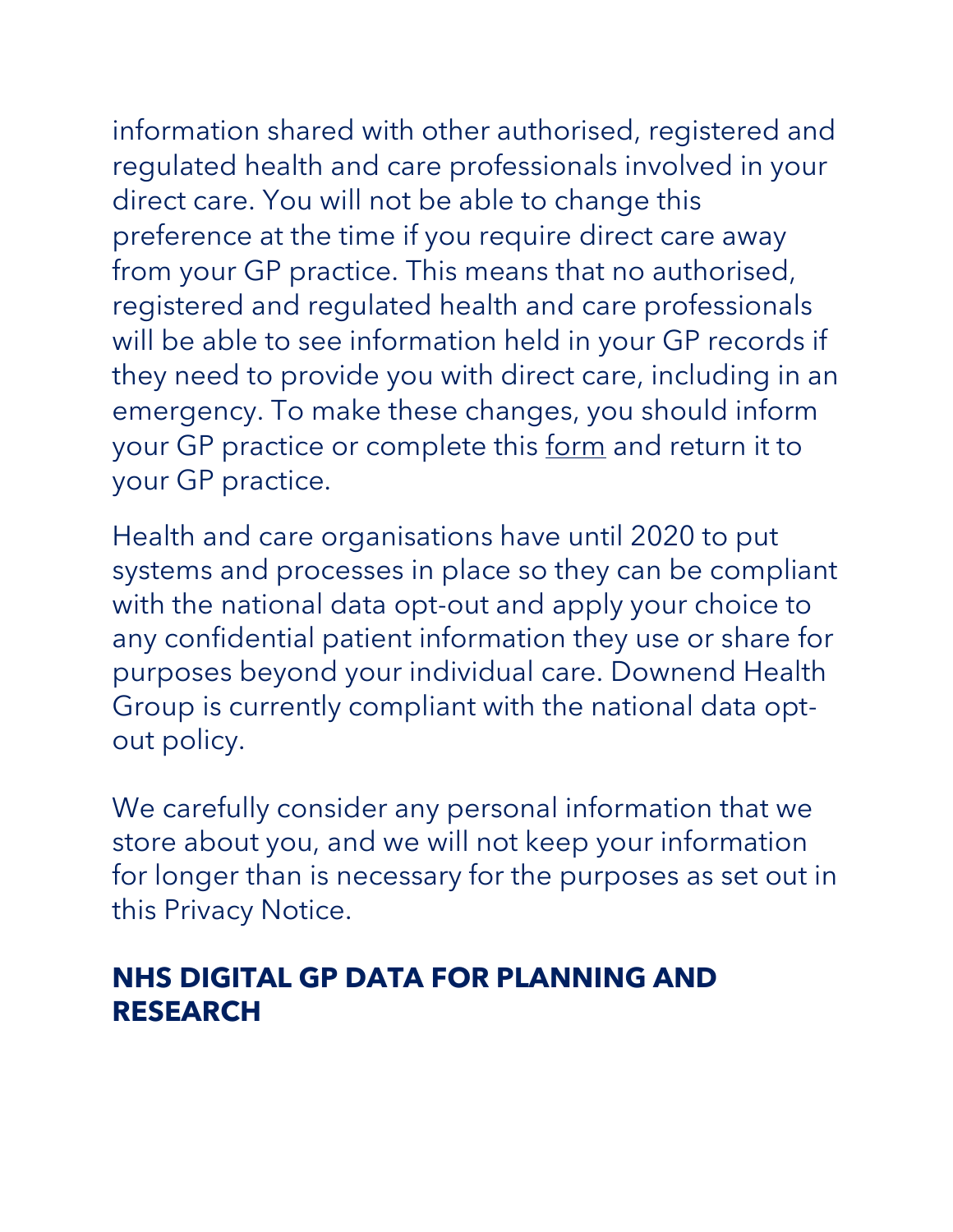information shared with other authorised, registered and regulated health and care professionals involved in your direct care. You will not be able to change this preference at the time if you require direct care away from your GP practice. This means that no authorised, registered and regulated health and care professionals will be able to see information held in your GP records if they need to provide you with direct care, including in an emergency. To make these changes, you should inform your GP practice or complete this form and return it to your GP practice.

Health and care organisations have until 2020 to put systems and processes in place so they can be compliant with the national data opt-out and apply your choice to any confidential patient information they use or share for purposes beyond your individual care. Downend Health Group is currently compliant with the national data opt-out policy.

We carefully consider any personal information that we store about you, and we will not keep your information for longer than is necessary for the purposes as set out in this Privacy Notice.

## NHS DIGITAL GP DATA FOR PLANNING AND RESEARCH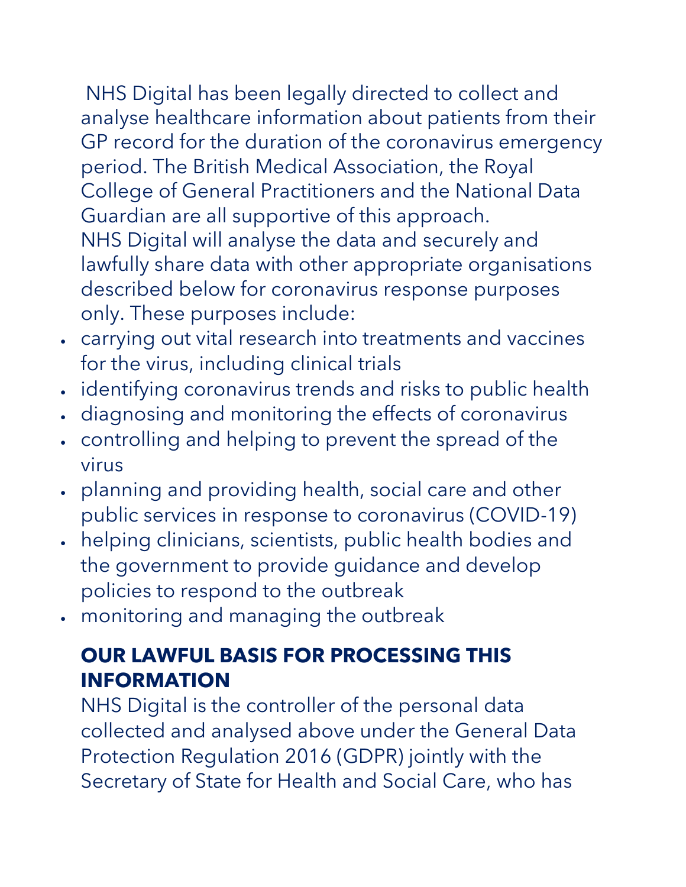NHS Digital has been legally directed to collect and analyse healthcare information about patients from their GP record for the duration of the coronavirus emergency period. The British Medical Association, the Royal College of General Practitioners and the National Data Guardian are all supportive of this approach.

NHS Digital will analyse the data and securely and lawfully share data with other appropriate organisations described below for coronavirus response purposes only. These purposes include:

- carrying out vital research into treatments and vaccines for the virus, including clinical trials
- identifying coronavirus trends and risks to public health
- diagnosing and monitoring the effects of coronavirus
- controlling and helping to prevent the spread of the virus
- planning and providing health, social care and other public services in response to coronavirus (COVID-19)
- helping clinicians, scientists, public health bodies and the government to provide guidance and develop policies to respond to the outbreak
- monitoring and managing the outbreak

## OUR LAWFUL BASIS FOR PROCESSING THIS INFORMATION

NHS Digital is the controller of the personal data collected and analysed above under the General Data Protection Regulation 2016 (GDPR) jointly with the Secretary of State for Health and Social Care, who has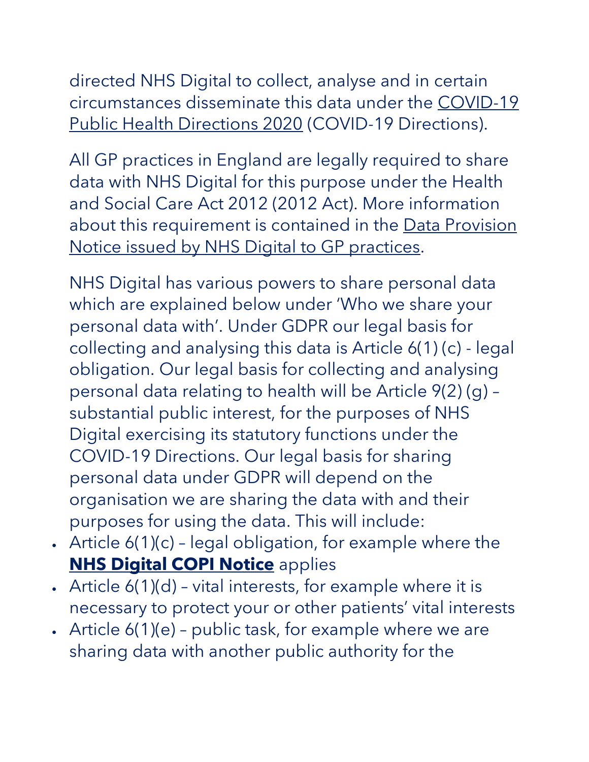directed NHS Digital to collect, analyse and in certain circumstances disseminate this data under the COVID-19 Public Health Directions 2020 (COVID-19 Directions).

All GP practices in England are legally required to share data with NHS Digital for this purpose under the Health and Social Care Act 2012 (2012 Act). More information about this requirement is contained in the Data Provision Notice issued by NHS Digital to GP practices.

NHS Digital has various powers to share personal data which are explained below under 'Who we share your personal data with'. Under GDPR our legal basis for collecting and analysing this data is Article 6(1) (c) - legal obligation. Our legal basis for collecting and analysing personal data relating to health will be Article 9(2) (g) – substantial public interest, for the purposes of NHS Digital exercising its statutory functions under the COVID-19 Directions. Our legal basis for sharing personal data under GDPR will depend on the organisation we are sharing the data with and their purposes for using the data. This will include:

- Article 6(1)(c) – legal obligation, for example where the **NHS Digital COPI Notice** applies
- Article 6(1)(d) – vital interests, for example where it is necessary to protect your or other patients' vital interests
- Article 6(1)(e) – public task, for example where we are sharing data with another public authority for the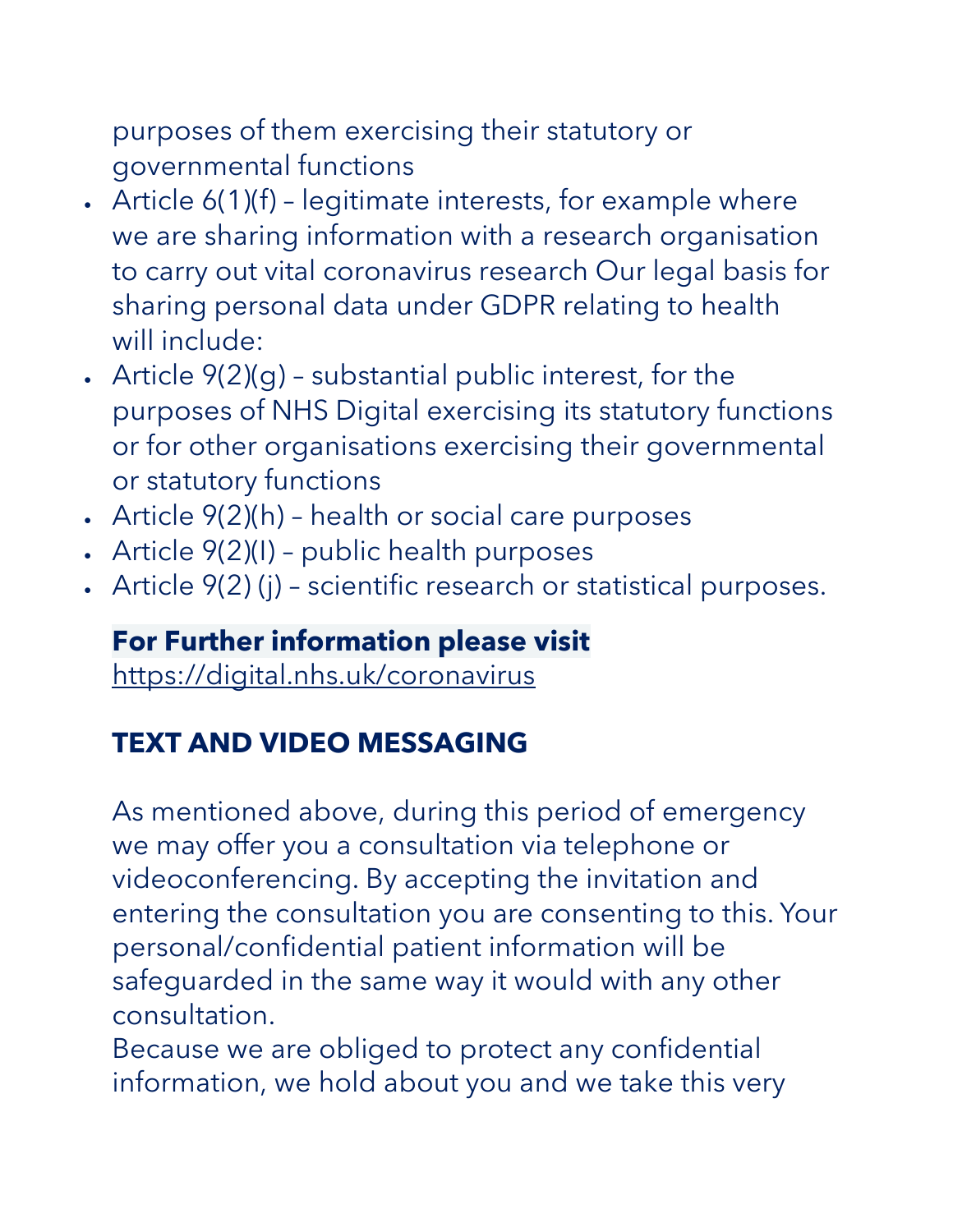purposes of them exercising their statutory or governmental functions

- Article 6(1)(f) – legitimate interests, for example where we are sharing information with a research organisation to carry out vital coronavirus research Our legal basis for sharing personal data under GDPR relating to health will include:
- Article 9(2)(g) – substantial public interest, for the purposes of NHS Digital exercising its statutory functions or for other organisations exercising their governmental or statutory functions
- Article 9(2)(h) – health or social care purposes
- Article 9(2)(I) – public health purposes
- Article 9(2) (j) – scientific research or statistical purposes.

**For Further information please visit**
https://digital.nhs.uk/coronavirus

## TEXT AND VIDEO MESSAGING

As mentioned above, during this period of emergency we may offer you a consultation via telephone or videoconferencing. By accepting the invitation and entering the consultation you are consenting to this. Your personal/confidential patient information will be safeguarded in the same way it would with any other consultation.
Because we are obliged to protect any confidential information, we hold about you and we take this very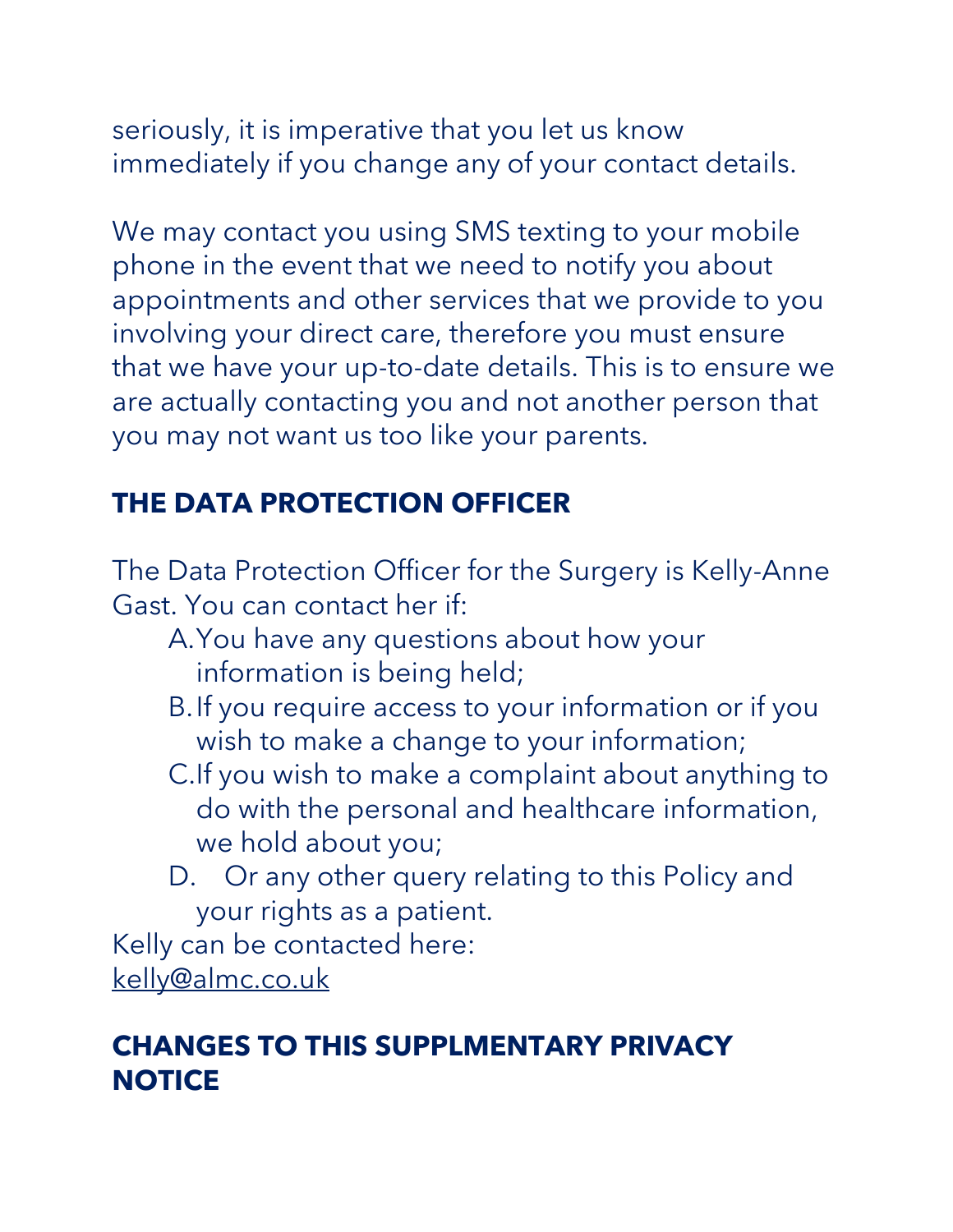seriously, it is imperative that you let us know immediately if you change any of your contact details.

We may contact you using SMS texting to your mobile phone in the event that we need to notify you about appointments and other services that we provide to you involving your direct care, therefore you must ensure that we have your up-to-date details. This is to ensure we are actually contacting you and not another person that you may not want us too like your parents.

## THE DATA PROTECTION OFFICER

The Data Protection Officer for the Surgery is Kelly-Anne Gast. You can contact her if:

A. You have any questions about how your information is being held;
B. If you require access to your information or if you wish to make a change to your information;
C. If you wish to make a complaint about anything to do with the personal and healthcare information, we hold about you;
D. Or any other query relating to this Policy and your rights as a patient.

Kelly can be contacted here:
kelly@almc.co.uk

## CHANGES TO THIS SUPPLMENTARY PRIVACY NOTICE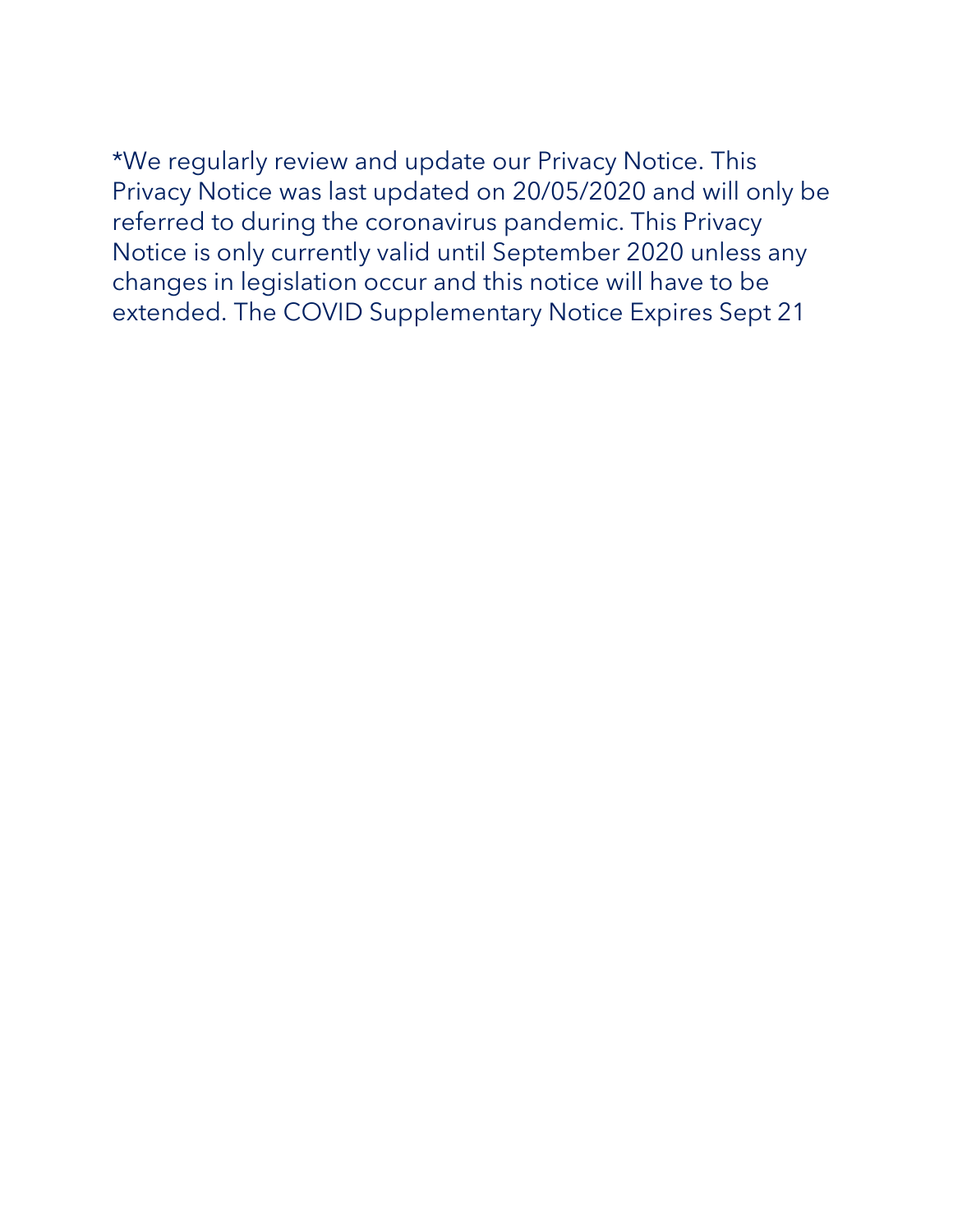*We regularly review and update our Privacy Notice. This Privacy Notice was last updated on 20/05/2020 and will only be referred to during the coronavirus pandemic. This Privacy Notice is only currently valid until September 2020 unless any changes in legislation occur and this notice will have to be extended. The COVID Supplementary Notice Expires Sept 21